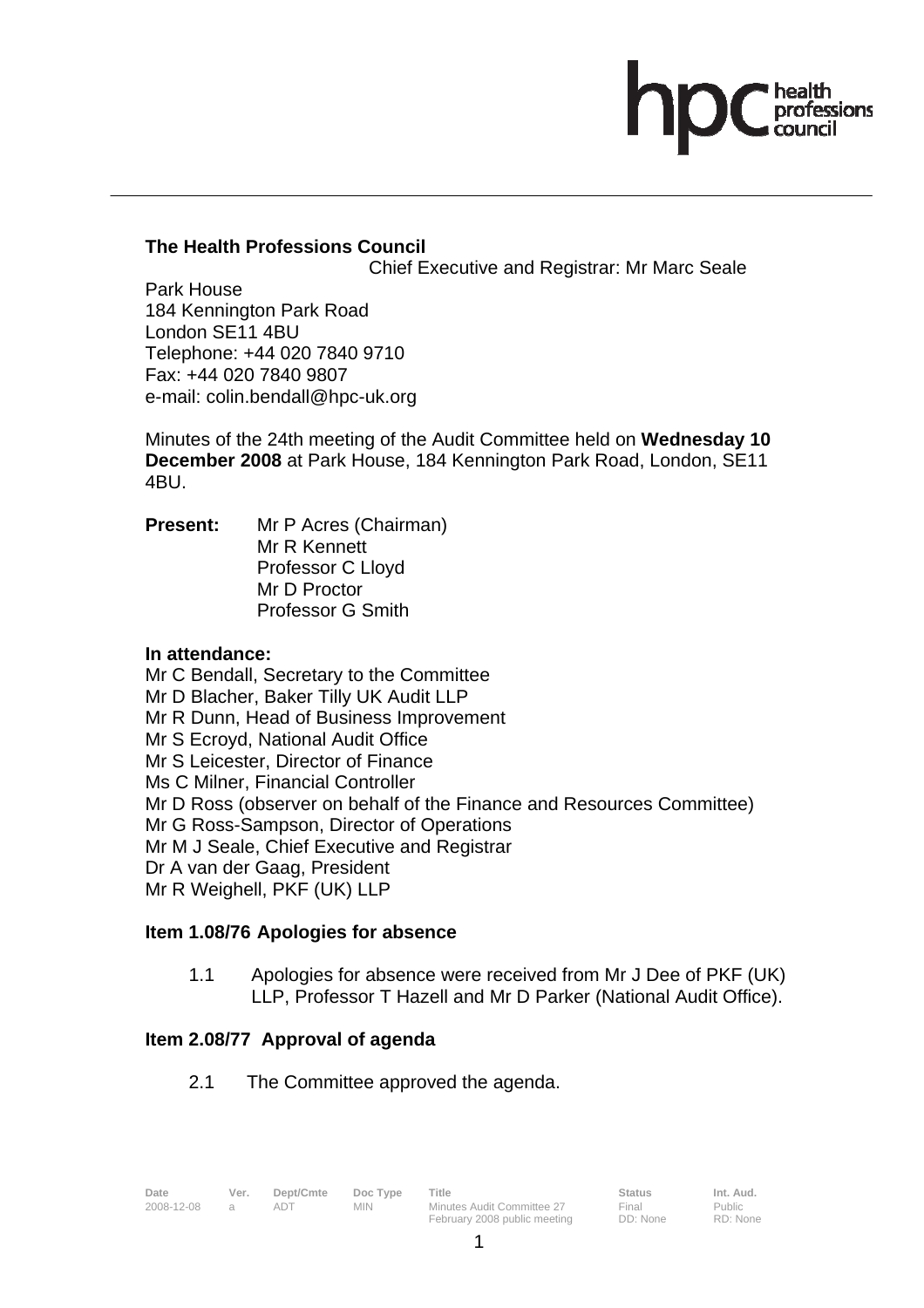**The Health Professions Council**
Chief Executive and Registrar: Mr Marc Seale

Park House
184 Kennington Park Road
London SE11 4BU
Telephone: +44 020 7840 9710
Fax: +44 020 7840 9807
e-mail: colin.bendall@hpc-uk.org

Minutes of the 24th meeting of the Audit Committee held on **Wednesday 10 December 2008** at Park House, 184 Kennington Park Road, London, SE11 4BU.

**Present:** Mr P Acres (Chairman)
Mr R Kennett
Professor C Lloyd
Mr D Proctor
Professor G Smith

**In attendance:**
Mr C Bendall, Secretary to the Committee
Mr D Blacher, Baker Tilly UK Audit LLP
Mr R Dunn, Head of Business Improvement
Mr S Ecroyd, National Audit Office
Mr S Leicester, Director of Finance
Ms C Milner, Financial Controller
Mr D Ross (observer on behalf of the Finance and Resources Committee)
Mr G Ross-Sampson, Director of Operations
Mr M J Seale, Chief Executive and Registrar
Dr A van der Gaag, President
Mr R Weighell, PKF (UK) LLP

**Item 1.08/76 Apologies for absence**

1.1 Apologies for absence were received from Mr J Dee of PKF (UK) LLP, Professor T Hazell and Mr D Parker (National Audit Office).

**Item 2.08/77 Approval of agenda**

2.1 The Committee approved the agenda.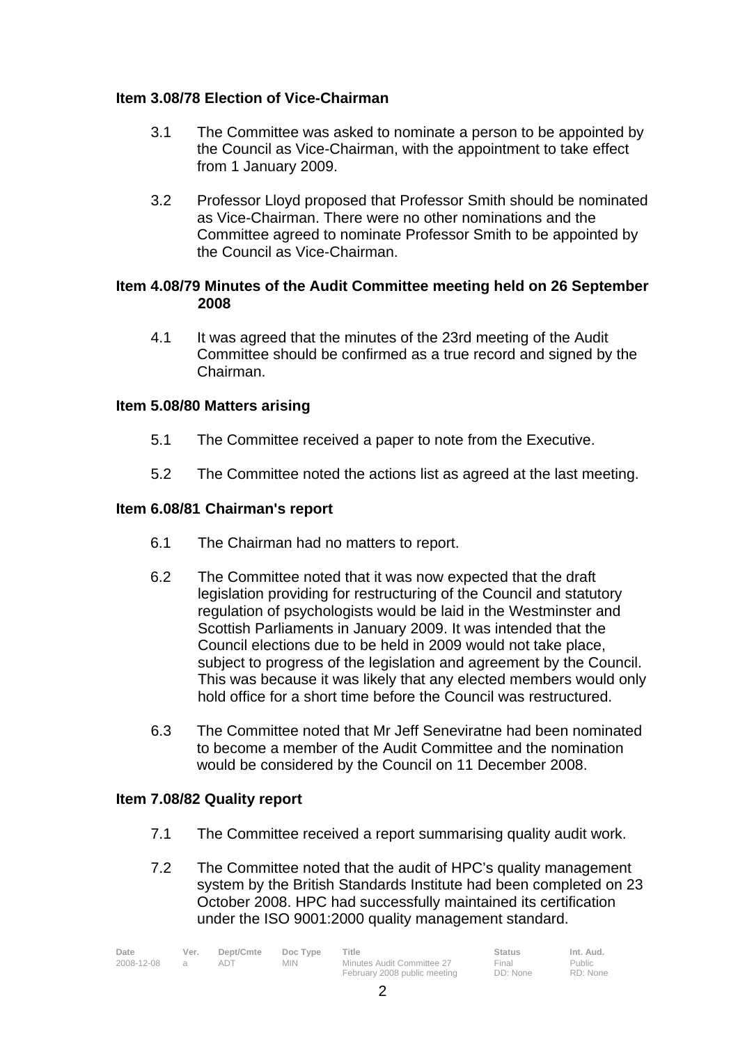### Item 3.08/78 Election of Vice-Chairman

3.1 The Committee was asked to nominate a person to be appointed by the Council as Vice-Chairman, with the appointment to take effect from 1 January 2009.

3.2 Professor Lloyd proposed that Professor Smith should be nominated as Vice-Chairman. There were no other nominations and the Committee agreed to nominate Professor Smith to be appointed by the Council as Vice-Chairman.

### Item 4.08/79 Minutes of the Audit Committee meeting held on 26 September 2008

4.1 It was agreed that the minutes of the 23rd meeting of the Audit Committee should be confirmed as a true record and signed by the Chairman.

### Item 5.08/80 Matters arising

5.1 The Committee received a paper to note from the Executive.

5.2 The Committee noted the actions list as agreed at the last meeting.

### Item 6.08/81 Chairman's report

6.1 The Chairman had no matters to report.

6.2 The Committee noted that it was now expected that the draft legislation providing for restructuring of the Council and statutory regulation of psychologists would be laid in the Westminster and Scottish Parliaments in January 2009. It was intended that the Council elections due to be held in 2009 would not take place, subject to progress of the legislation and agreement by the Council. This was because it was likely that any elected members would only hold office for a short time before the Council was restructured.

6.3 The Committee noted that Mr Jeff Seneviratne had been nominated to become a member of the Audit Committee and the nomination would be considered by the Council on 11 December 2008.

### Item 7.08/82 Quality report

7.1 The Committee received a report summarising quality audit work.

7.2 The Committee noted that the audit of HPC's quality management system by the British Standards Institute had been completed on 23 October 2008. HPC had successfully maintained its certification under the ISO 9001:2000 quality management standard.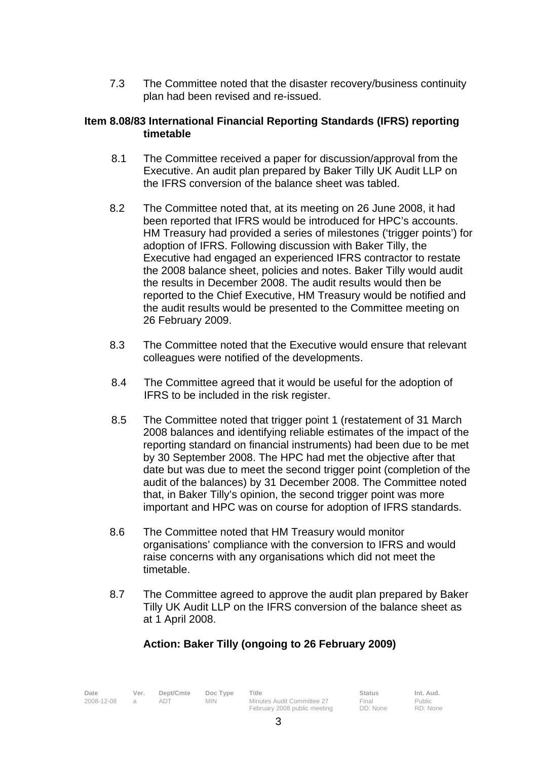7.3 The Committee noted that the disaster recovery/business continuity plan had been revised and re-issued.

**Item 8.08/83 International Financial Reporting Standards (IFRS) reporting timetable**

8.1 The Committee received a paper for discussion/approval from the Executive. An audit plan prepared by Baker Tilly UK Audit LLP on the IFRS conversion of the balance sheet was tabled.

8.2 The Committee noted that, at its meeting on 26 June 2008, it had been reported that IFRS would be introduced for HPC's accounts. HM Treasury had provided a series of milestones ('trigger points') for adoption of IFRS. Following discussion with Baker Tilly, the Executive had engaged an experienced IFRS contractor to restate the 2008 balance sheet, policies and notes. Baker Tilly would audit the results in December 2008. The audit results would then be reported to the Chief Executive, HM Treasury would be notified and the audit results would be presented to the Committee meeting on 26 February 2009.

8.3 The Committee noted that the Executive would ensure that relevant colleagues were notified of the developments.

8.4 The Committee agreed that it would be useful for the adoption of IFRS to be included in the risk register.

8.5 The Committee noted that trigger point 1 (restatement of 31 March 2008 balances and identifying reliable estimates of the impact of the reporting standard on financial instruments) had been due to be met by 30 September 2008. The HPC had met the objective after that date but was due to meet the second trigger point (completion of the audit of the balances) by 31 December 2008. The Committee noted that, in Baker Tilly's opinion, the second trigger point was more important and HPC was on course for adoption of IFRS standards.

8.6 The Committee noted that HM Treasury would monitor organisations' compliance with the conversion to IFRS and would raise concerns with any organisations which did not meet the timetable.

8.7 The Committee agreed to approve the audit plan prepared by Baker Tilly UK Audit LLP on the IFRS conversion of the balance sheet as at 1 April 2008.

**Action: Baker Tilly (ongoing to 26 February 2009)**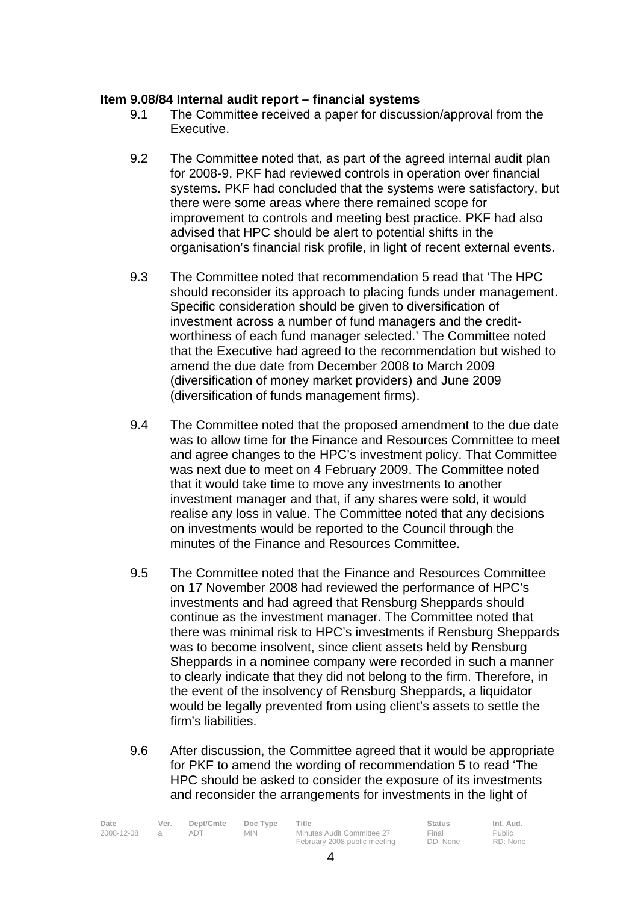**Item 9.08/84 Internal audit report – financial systems**

9.1 The Committee received a paper for discussion/approval from the Executive.

9.2 The Committee noted that, as part of the agreed internal audit plan for 2008-9, PKF had reviewed controls in operation over financial systems. PKF had concluded that the systems were satisfactory, but there were some areas where there remained scope for improvement to controls and meeting best practice. PKF had also advised that HPC should be alert to potential shifts in the organisation's financial risk profile, in light of recent external events.

9.3 The Committee noted that recommendation 5 read that 'The HPC should reconsider its approach to placing funds under management. Specific consideration should be given to diversification of investment across a number of fund managers and the credit-worthiness of each fund manager selected.' The Committee noted that the Executive had agreed to the recommendation but wished to amend the due date from December 2008 to March 2009 (diversification of money market providers) and June 2009 (diversification of funds management firms).

9.4 The Committee noted that the proposed amendment to the due date was to allow time for the Finance and Resources Committee to meet and agree changes to the HPC's investment policy. That Committee was next due to meet on 4 February 2009. The Committee noted that it would take time to move any investments to another investment manager and that, if any shares were sold, it would realise any loss in value. The Committee noted that any decisions on investments would be reported to the Council through the minutes of the Finance and Resources Committee.

9.5 The Committee noted that the Finance and Resources Committee on 17 November 2008 had reviewed the performance of HPC's investments and had agreed that Rensburg Sheppards should continue as the investment manager. The Committee noted that there was minimal risk to HPC's investments if Rensburg Sheppards was to become insolvent, since client assets held by Rensburg Sheppards in a nominee company were recorded in such a manner to clearly indicate that they did not belong to the firm. Therefore, in the event of the insolvency of Rensburg Sheppards, a liquidator would be legally prevented from using client's assets to settle the firm's liabilities.

9.6 After discussion, the Committee agreed that it would be appropriate for PKF to amend the wording of recommendation 5 to read 'The HPC should be asked to consider the exposure of its investments and reconsider the arrangements for investments in the light of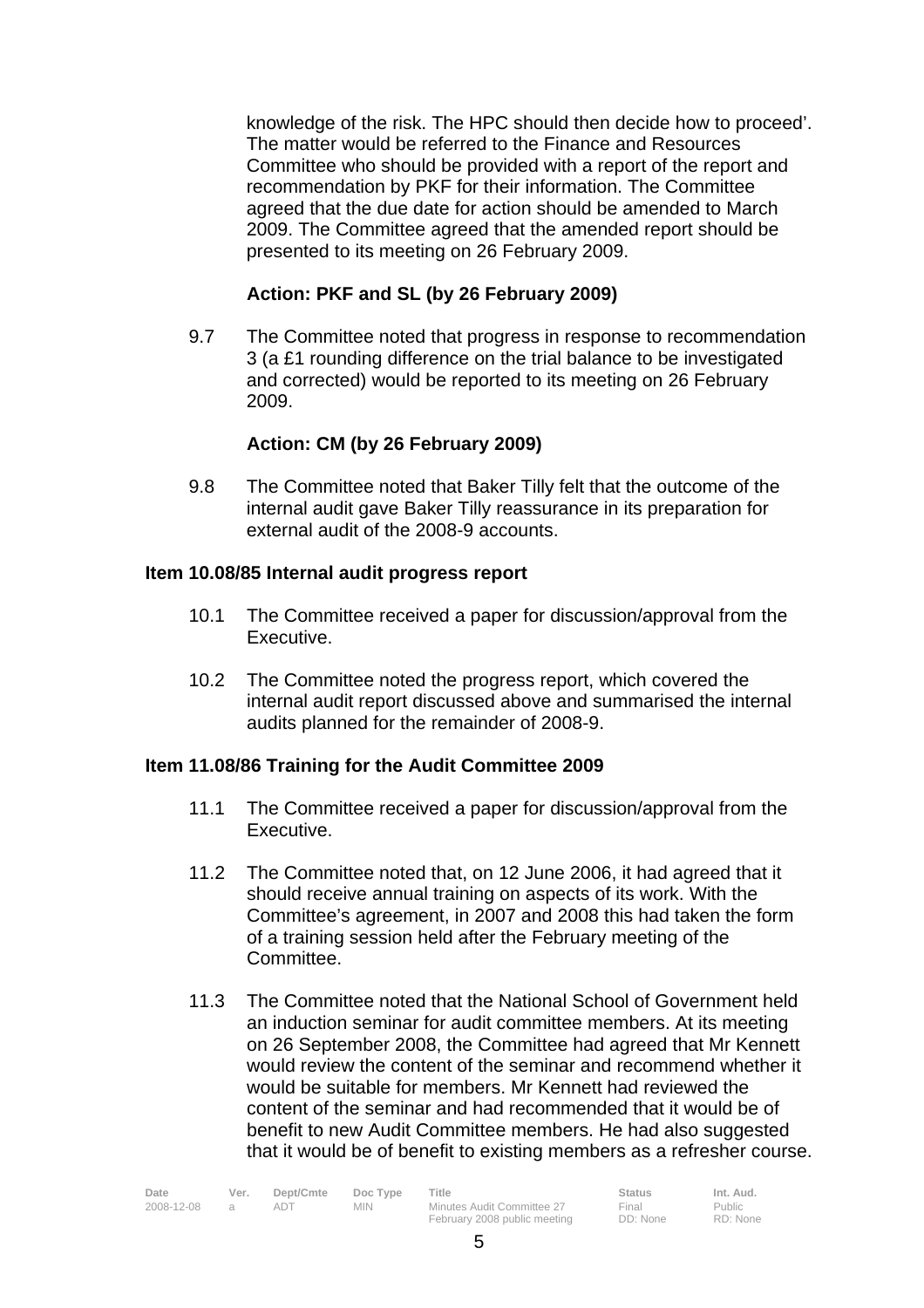knowledge of the risk. The HPC should then decide how to proceed'. The matter would be referred to the Finance and Resources Committee who should be provided with a report of the report and recommendation by PKF for their information. The Committee agreed that the due date for action should be amended to March 2009. The Committee agreed that the amended report should be presented to its meeting on 26 February 2009.

**Action: PKF and SL (by 26 February 2009)**

9.7 The Committee noted that progress in response to recommendation 3 (a £1 rounding difference on the trial balance to be investigated and corrected) would be reported to its meeting on 26 February 2009.

**Action: CM (by 26 February 2009)**

9.8 The Committee noted that Baker Tilly felt that the outcome of the internal audit gave Baker Tilly reassurance in its preparation for external audit of the 2008-9 accounts.

**Item 10.08/85 Internal audit progress report**

10.1 The Committee received a paper for discussion/approval from the Executive.

10.2 The Committee noted the progress report, which covered the internal audit report discussed above and summarised the internal audits planned for the remainder of 2008-9.

**Item 11.08/86 Training for the Audit Committee 2009**

11.1 The Committee received a paper for discussion/approval from the Executive.

11.2 The Committee noted that, on 12 June 2006, it had agreed that it should receive annual training on aspects of its work. With the Committee's agreement, in 2007 and 2008 this had taken the form of a training session held after the February meeting of the Committee.

11.3 The Committee noted that the National School of Government held an induction seminar for audit committee members. At its meeting on 26 September 2008, the Committee had agreed that Mr Kennett would review the content of the seminar and recommend whether it would be suitable for members. Mr Kennett had reviewed the content of the seminar and had recommended that it would be of benefit to new Audit Committee members. He had also suggested that it would be of benefit to existing members as a refresher course.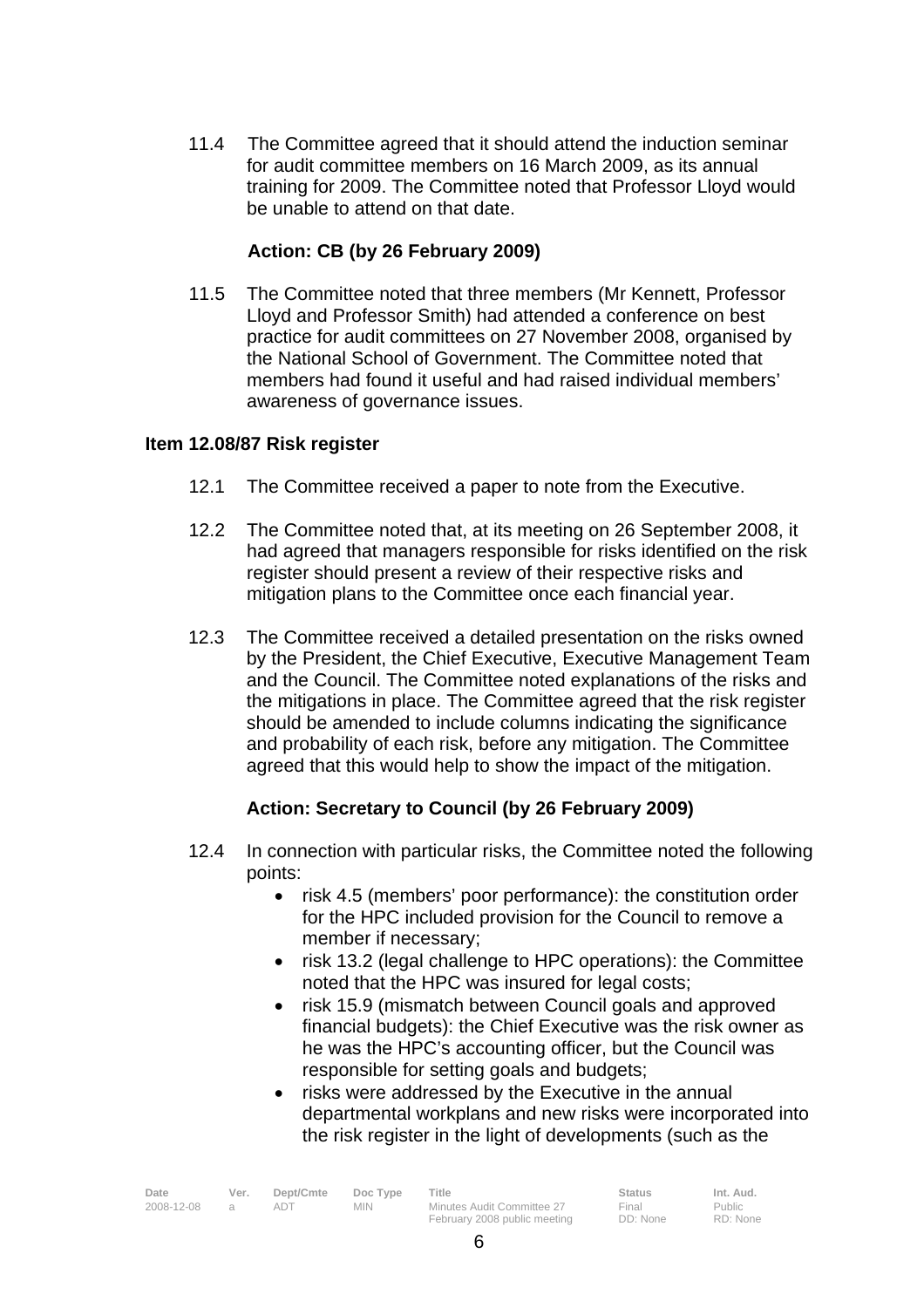11.4 The Committee agreed that it should attend the induction seminar for audit committee members on 16 March 2009, as its annual training for 2009. The Committee noted that Professor Lloyd would be unable to attend on that date.

**Action: CB (by 26 February 2009)**

11.5 The Committee noted that three members (Mr Kennett, Professor Lloyd and Professor Smith) had attended a conference on best practice for audit committees on 27 November 2008, organised by the National School of Government. The Committee noted that members had found it useful and had raised individual members' awareness of governance issues.

**Item 12.08/87 Risk register**

12.1 The Committee received a paper to note from the Executive.

12.2 The Committee noted that, at its meeting on 26 September 2008, it had agreed that managers responsible for risks identified on the risk register should present a review of their respective risks and mitigation plans to the Committee once each financial year.

12.3 The Committee received a detailed presentation on the risks owned by the President, the Chief Executive, Executive Management Team and the Council. The Committee noted explanations of the risks and the mitigations in place. The Committee agreed that the risk register should be amended to include columns indicating the significance and probability of each risk, before any mitigation. The Committee agreed that this would help to show the impact of the mitigation.

**Action: Secretary to Council (by 26 February 2009)**

12.4 In connection with particular risks, the Committee noted the following points:

- risk 4.5 (members' poor performance): the constitution order for the HPC included provision for the Council to remove a member if necessary;
- risk 13.2 (legal challenge to HPC operations): the Committee noted that the HPC was insured for legal costs;
- risk 15.9 (mismatch between Council goals and approved financial budgets): the Chief Executive was the risk owner as he was the HPC's accounting officer, but the Council was responsible for setting goals and budgets;
- risks were addressed by the Executive in the annual departmental workplans and new risks were incorporated into the risk register in the light of developments (such as the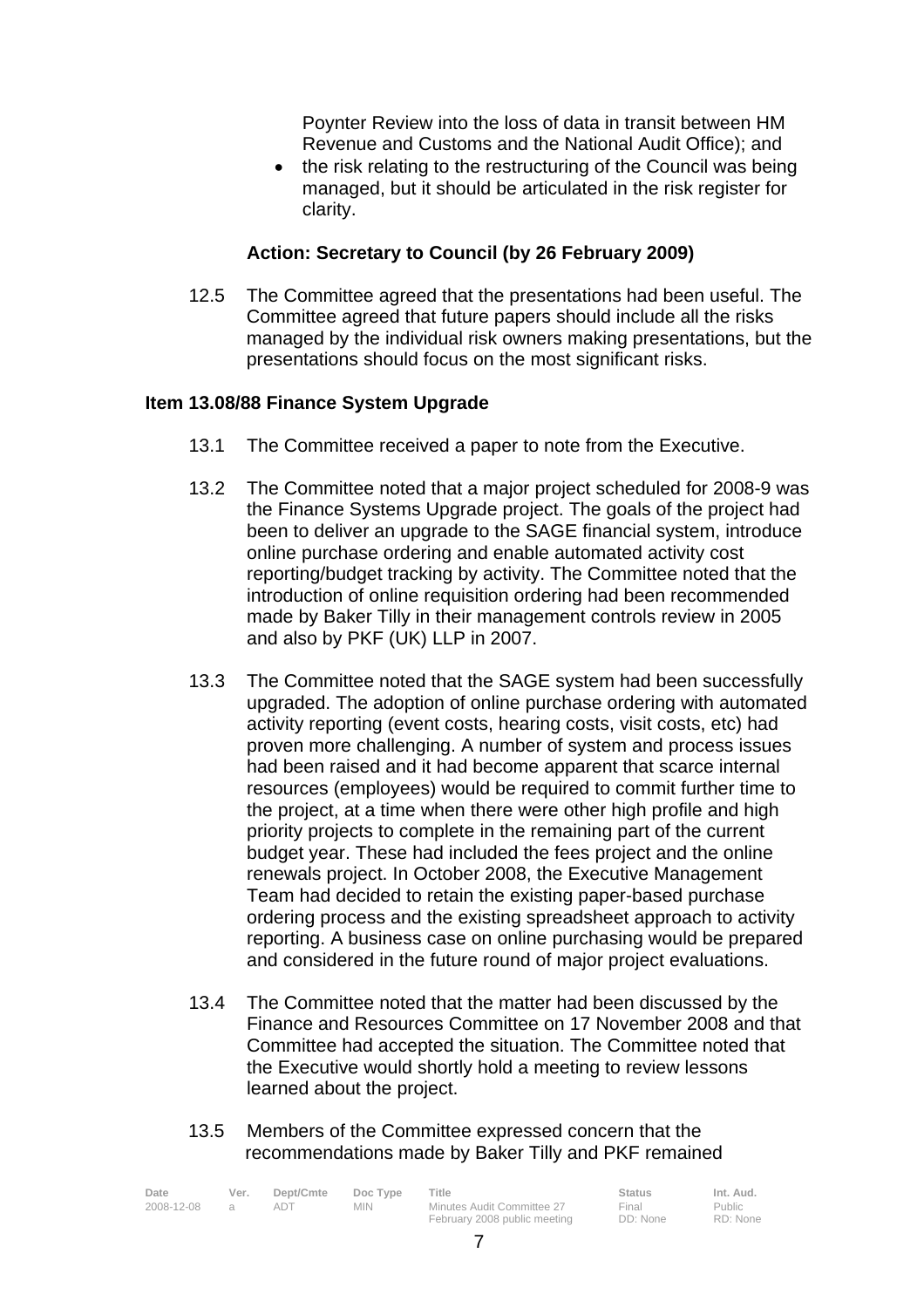Poynter Review into the loss of data in transit between HM Revenue and Customs and the National Audit Office); and

- the risk relating to the restructuring of the Council was being managed, but it should be articulated in the risk register for clarity.

**Action: Secretary to Council (by 26 February 2009)**

12.5 The Committee agreed that the presentations had been useful. The Committee agreed that future papers should include all the risks managed by the individual risk owners making presentations, but the presentations should focus on the most significant risks.

**Item 13.08/88 Finance System Upgrade**

13.1 The Committee received a paper to note from the Executive.

13.2 The Committee noted that a major project scheduled for 2008-9 was the Finance Systems Upgrade project. The goals of the project had been to deliver an upgrade to the SAGE financial system, introduce online purchase ordering and enable automated activity cost reporting/budget tracking by activity. The Committee noted that the introduction of online requisition ordering had been recommended made by Baker Tilly in their management controls review in 2005 and also by PKF (UK) LLP in 2007.

13.3 The Committee noted that the SAGE system had been successfully upgraded. The adoption of online purchase ordering with automated activity reporting (event costs, hearing costs, visit costs, etc) had proven more challenging. A number of system and process issues had been raised and it had become apparent that scarce internal resources (employees) would be required to commit further time to the project, at a time when there were other high profile and high priority projects to complete in the remaining part of the current budget year. These had included the fees project and the online renewals project. In October 2008, the Executive Management Team had decided to retain the existing paper-based purchase ordering process and the existing spreadsheet approach to activity reporting. A business case on online purchasing would be prepared and considered in the future round of major project evaluations.

13.4 The Committee noted that the matter had been discussed by the Finance and Resources Committee on 17 November 2008 and that Committee had accepted the situation. The Committee noted that the Executive would shortly hold a meeting to review lessons learned about the project.

13.5 Members of the Committee expressed concern that the recommendations made by Baker Tilly and PKF remained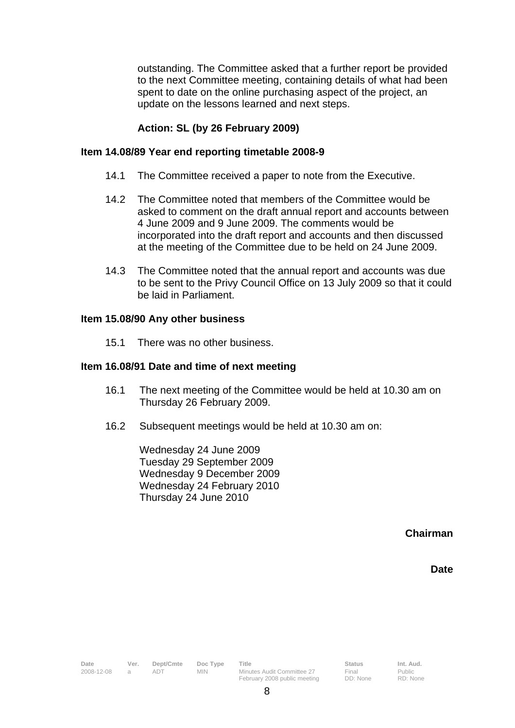outstanding. The Committee asked that a further report be provided to the next Committee meeting, containing details of what had been spent to date on the online purchasing aspect of the project, an update on the lessons learned and next steps.

**Action: SL (by 26 February 2009)**

**Item 14.08/89 Year end reporting timetable 2008-9**

14.1 The Committee received a paper to note from the Executive.

14.2 The Committee noted that members of the Committee would be asked to comment on the draft annual report and accounts between 4 June 2009 and 9 June 2009. The comments would be incorporated into the draft report and accounts and then discussed at the meeting of the Committee due to be held on 24 June 2009.

14.3 The Committee noted that the annual report and accounts was due to be sent to the Privy Council Office on 13 July 2009 so that it could be laid in Parliament.

**Item 15.08/90 Any other business**

15.1 There was no other business.

**Item 16.08/91 Date and time of next meeting**

16.1 The next meeting of the Committee would be held at 10.30 am on Thursday 26 February 2009.

16.2 Subsequent meetings would be held at 10.30 am on:

Wednesday 24 June 2009
Tuesday 29 September 2009
Wednesday 9 December 2009
Wednesday 24 February 2010
Thursday 24 June 2010

**Chairman**

**Date**